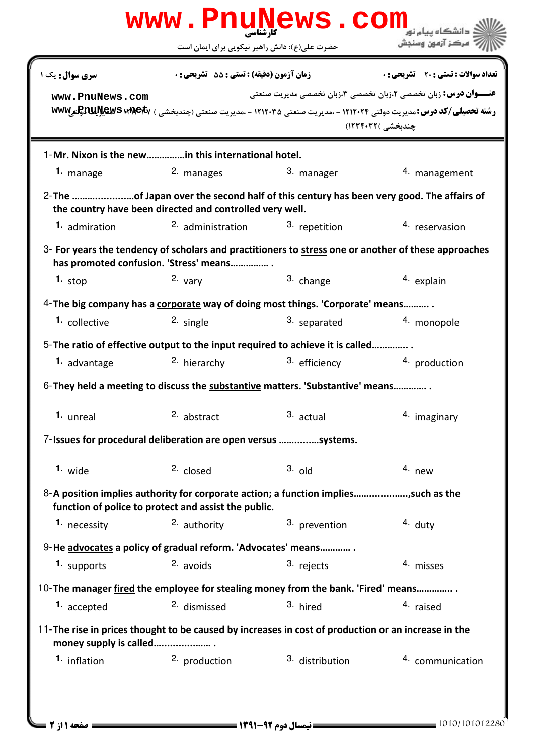کارشناسی

حضرت علی(ع): دانش راهبر نیکویی برای ایمان است

دانشگاه پیام نور
مرکز آزمون وسنجش

**سری سوال:** یک ۱ | **زمان آزمون (دقیقه) : تستی :** ۵۵ **تشریحی :** ۰ | **تعداد سوالات : تستی :** ۲۰ **تشریحی :** ۰

**عنـــوان درس:** زبان تخصصی ۲،زبان تخصصی ۳،زبان تخصصی مدیریت صنعتی

**رشته تحصیلی/کد درس:** مدیریت دولتی ۱۲۱۲۰۲۴ - ،مدیریت صنعتی ۱۲۱۲۰۳۵ - ،مدیریت صنعتی (چندبخشی ) ۱۲۱۲۰۴۷ - ،مدیریت دولتی چندبخشی )۱۲۳۴۰۳۲)

1-Mr. Nixon is the new……………in this international hotel.

1. manage
2. manages
3. manager
4. management

2-The …………………..of Japan over the second half of this century has been very good. The affairs of the country have been directed and controlled very well.

1. admiration
2. administration
3. repetition
4. reservasion

3- For years the tendency of scholars and practitioners to stress one or another of these approaches has promoted confusion. 'Stress' means…………… .

1. stop
2. vary
3. change
4. explain

4-The big company has a corporate way of doing most things. 'Corporate' means………. .

1. collective
2. single
3. separated
4. monopole

5-The ratio of effective output to the input required to achieve it is called………….. .

1. advantage
2. hierarchy
3. efficiency
4. production

6-They held a meeting to discuss the substantive matters. 'Substantive' means…………. .

1. unreal
2. abstract
3. actual
4. imaginary

7-Issues for procedural deliberation are open versus ……….….systems.

1. wide
2. closed
3. old
4. new

8-A position implies authority for corporate action; a function implies………………..,such as the function of police to protect and assist the public.

1. necessity
2. authority
3. prevention
4. duty

9-He advocates a policy of gradual reform. 'Advocates' means………… .

1. supports
2. avoids
3. rejects
4. misses

10-The manager fired the employee for stealing money from the bank. 'Fired' means………….. .

1. accepted
2. dismissed
3. hired
4. raised

11-The rise in prices thought to be caused by increases in cost of production or an increase in the money supply is called………………… .

1. inflation
2. production
3. distribution
4. communication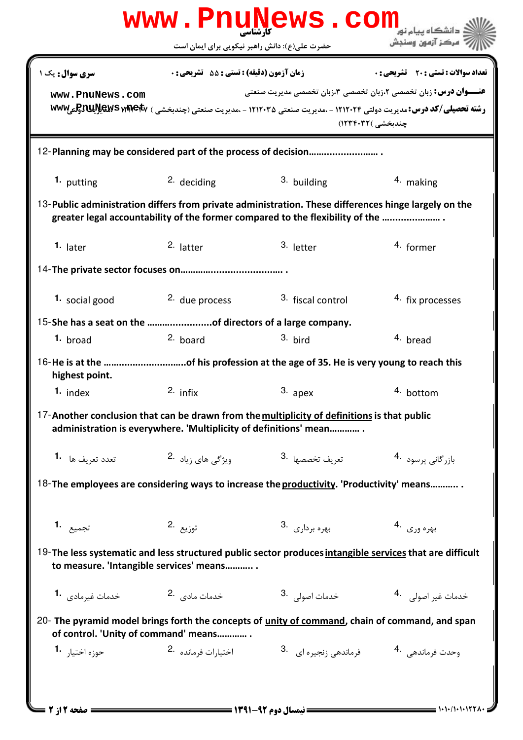**سری سوال:** یک ۱ | **زمان آزمون (دقیقه) : تستی : ۵۵ تشریحی : ۰** | **تعداد سوالات : تستی : ۲۰ تشریحی : ۰**

**عنـــوان درس:** زبان تخصصی ۲،زبان تخصصی ۳،زبان تخصصی مدیریت صنعتی

**رشته تحصیلی/کد درس:** مدیریت دولتی ۱۲۱۲۰۲۴ - ،مدیریت صنعتی ۱۲۱۲۰۳۵ - ،مدیریت صنعتی (چندبخشی ) ۱۲۱۴۰۴۷ - ،مدیریت دولتی چندبخشی )۱۲۳۴۰۳۲)

12- **Planning may be considered part of the process of decision………………………. .**

1. putting
2. deciding
3. building
4. making

13- **Public administration differs from private administration. These differences hinge largely on the greater legal accountability of the former compared to the flexibility of the ………………….. .**

1. later
2. latter
3. letter
4. former

14- **The private sector focuses on……………………………….. .**

1. social good
2. due process
3. fiscal control
4. fix processes

15- **She has a seat on the ……………………of directors of a large company.**

1. broad
2. board
3. bird
4. bread

16- **He is at the …………………………of his profession at the age of 35. He is very young to reach this highest point.**

1. index
2. infix
3. apex
4. bottom

17- **Another conclusion that can be drawn from the <u>multiplicity of definitions</u> is that public administration is everywhere. 'Multiplicity of definitions' mean………… .**

1. تعدد تعریف ها
2. ویژگی های زیاد
3. تعریف تخصصها
4. بازرگانی پرسود

18- **The employees are considering ways to increase the <u>productivity</u>. 'Productivity' means……….. .**

1. تجمیع
2. توزیع
3. بهره برداری
4. بهره وری

19- **The less systematic and less structured public sector produces <u>intangible services</u> that are difficult to measure. 'Intangible services' means……….. .**

1. خدمات غیرمادی
2. خدمات مادی
3. خدمات اصولی
4. خدمات غیر اصولی

20- **The pyramid model brings forth the concepts of <u>unity of command</u>, chain of command, and span of control. 'Unity of command' means………… .**

1. حوزه اختیار
2. اختیارات فرمانده
3. فرماندهی زنجیره ای
4. وحدت فرماندهی